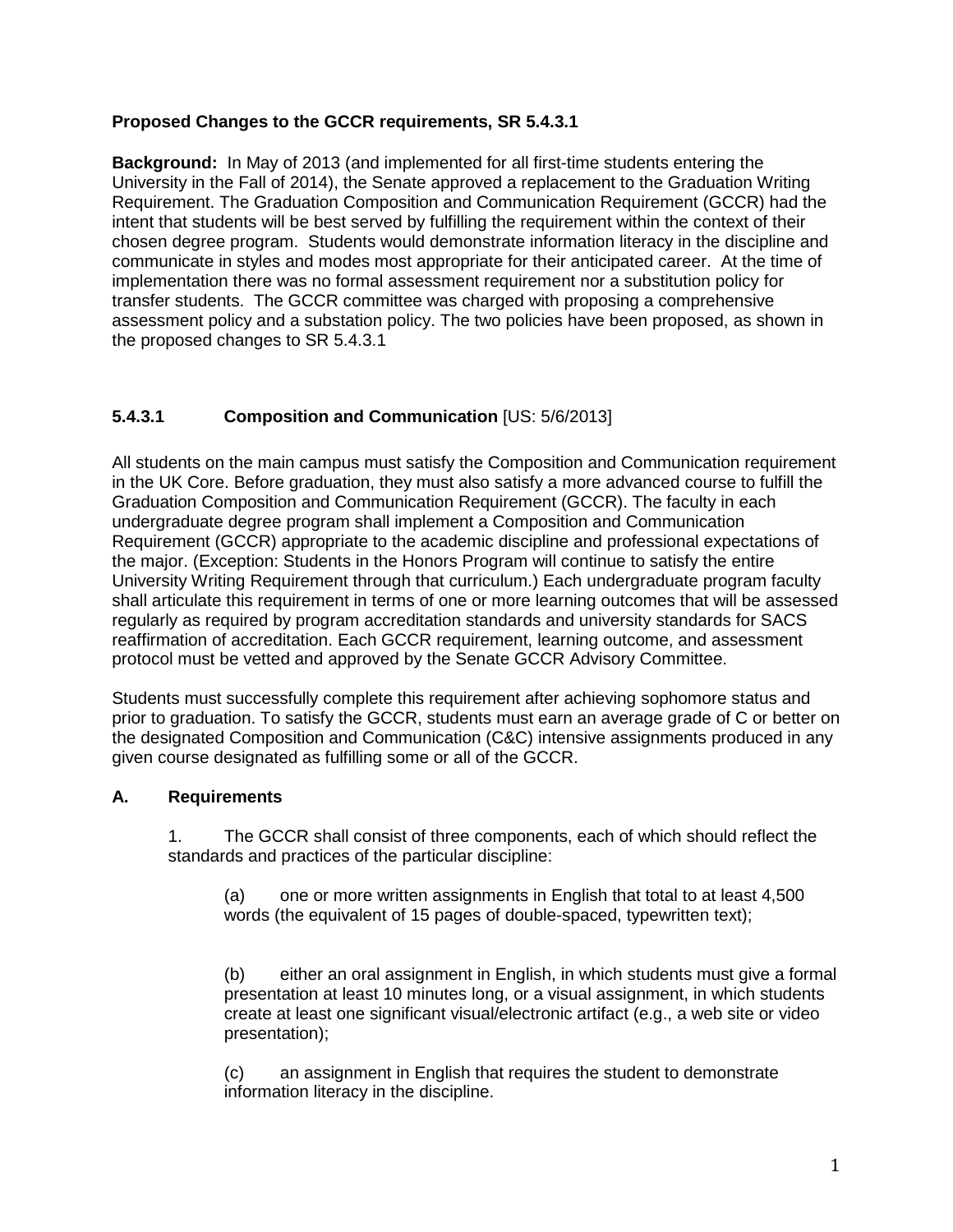**Proposed Changes to the GCCR requirements, SR 5.4.3.1**

**Background:** In May of 2013 (and implemented for all first-time students entering the University in the Fall of 2014), the Senate approved a replacement to the Graduation Writing Requirement. The Graduation Composition and Communication Requirement (GCCR) had the intent that students will be best served by fulfilling the requirement within the context of their chosen degree program. Students would demonstrate information literacy in the discipline and communicate in styles and modes most appropriate for their anticipated career. At the time of implementation there was no formal assessment requirement nor a substitution policy for transfer students. The GCCR committee was charged with proposing a comprehensive assessment policy and a substation policy. The two policies have been proposed, as shown in the proposed changes to SR 5.4.3.1

### 5.4.3.1 Composition and Communication [US: 5/6/2013]

All students on the main campus must satisfy the Composition and Communication requirement in the UK Core. Before graduation, they must also satisfy a more advanced course to fulfill the Graduation Composition and Communication Requirement (GCCR). The faculty in each undergraduate degree program shall implement a Composition and Communication Requirement (GCCR) appropriate to the academic discipline and professional expectations of the major. (Exception: Students in the Honors Program will continue to satisfy the entire University Writing Requirement through that curriculum.) Each undergraduate program faculty shall articulate this requirement in terms of one or more learning outcomes that will be assessed regularly as required by program accreditation standards and university standards for SACS reaffirmation of accreditation. Each GCCR requirement, learning outcome, and assessment protocol must be vetted and approved by the Senate GCCR Advisory Committee.

Students must successfully complete this requirement after achieving sophomore status and prior to graduation. To satisfy the GCCR, students must earn an average grade of C or better on the designated Composition and Communication (C&C) intensive assignments produced in any given course designated as fulfilling some or all of the GCCR.

### A. Requirements

1. The GCCR shall consist of three components, each of which should reflect the standards and practices of the particular discipline:

   (a) one or more written assignments in English that total to at least 4,500 words (the equivalent of 15 pages of double-spaced, typewritten text);

   (b) either an oral assignment in English, in which students must give a formal presentation at least 10 minutes long, or a visual assignment, in which students create at least one significant visual/electronic artifact (e.g., a web site or video presentation);

   (c) an assignment in English that requires the student to demonstrate information literacy in the discipline.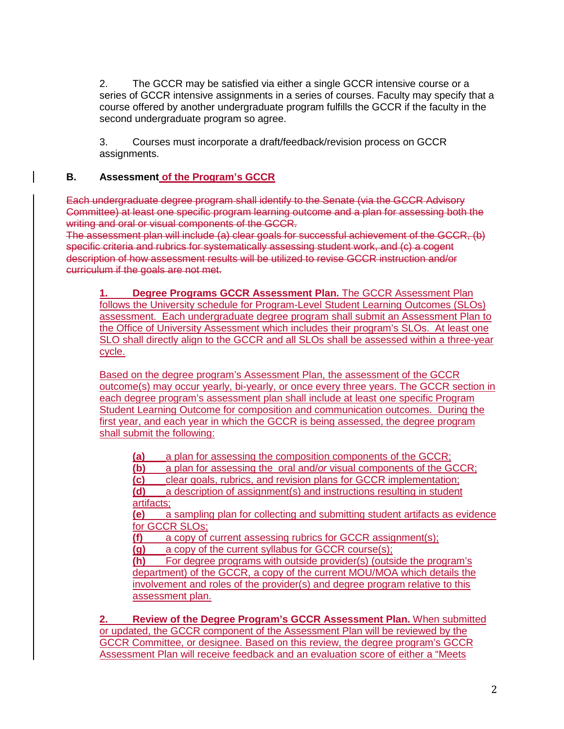2. The GCCR may be satisfied via either a single GCCR intensive course or a series of GCCR intensive assignments in a series of courses. Faculty may specify that a course offered by another undergraduate program fulfills the GCCR if the faculty in the second undergraduate program so agree.

3. Courses must incorporate a draft/feedback/revision process on GCCR assignments.

**B. Assessment of the Program's GCCR**

~~Each undergraduate degree program shall identify to the Senate (via the GCCR Advisory Committee) at least one specific program learning outcome and a plan for assessing both the writing and oral or visual components of the GCCR.~~
~~The assessment plan will include (a) clear goals for successful achievement of the GCCR, (b) specific criteria and rubrics for systematically assessing student work, and (c) a cogent description of how assessment results will be utilized to revise GCCR instruction and/or curriculum if the goals are not met.~~

**1. Degree Programs GCCR Assessment Plan.** The GCCR Assessment Plan follows the University schedule for Program-Level Student Learning Outcomes (SLOs) assessment. Each undergraduate degree program shall submit an Assessment Plan to the Office of University Assessment which includes their program's SLOs. At least one SLO shall directly align to the GCCR and all SLOs shall be assessed within a three-year cycle.

Based on the degree program's Assessment Plan, the assessment of the GCCR outcome(s) may occur yearly, bi-yearly, or once every three years. The GCCR section in each degree program's assessment plan shall include at least one specific Program Student Learning Outcome for composition and communication outcomes. During the first year, and each year in which the GCCR is being assessed, the degree program shall submit the following:

- **(a)** a plan for assessing the composition components of the GCCR;
- **(b)** a plan for assessing the oral and/*or* visual components of the GCCR;
- **(c)** clear goals, rubrics, and revision plans for GCCR implementation;
- **(d)** a description of assignment(s) and instructions resulting in student artifacts;
- **(e)** a sampling plan for collecting and submitting student artifacts as evidence for GCCR SLOs;
- **(f)** a copy of current assessing rubrics for GCCR assignment(s);
- **(g)** a copy of the current syllabus for GCCR course(s);
- **(h)** For degree programs with outside provider(s) (outside the program's department) of the GCCR, a copy of the current MOU/MOA which details the involvement and roles of the provider(s) and degree program relative to this assessment plan.

**2. Review of the Degree Program's GCCR Assessment Plan.** When submitted or updated, the GCCR component of the Assessment Plan will be reviewed by the GCCR Committee, or designee. Based on this review, the degree program's GCCR Assessment Plan will receive feedback and an evaluation score of either a "Meets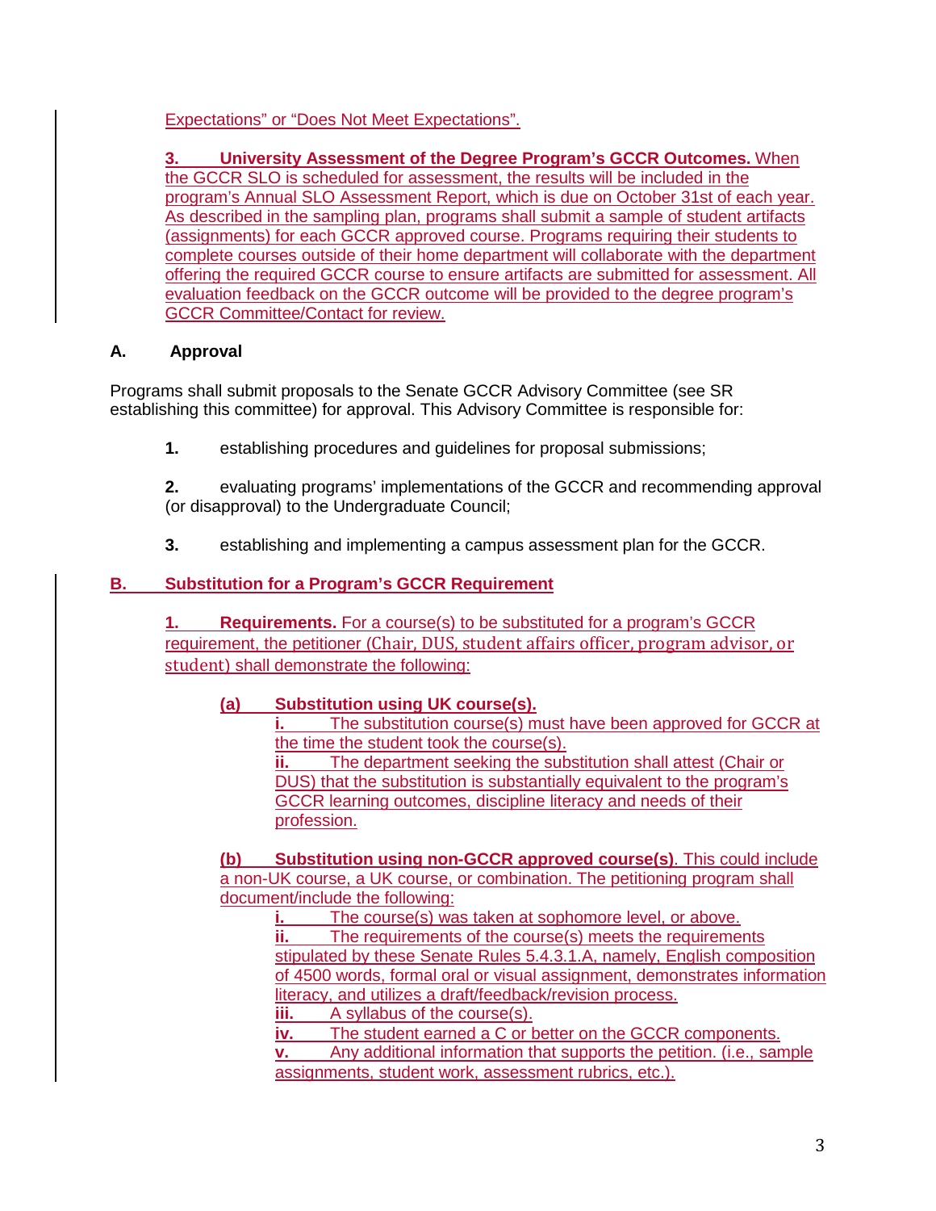Expectations" or "Does Not Meet Expectations".

**3. University Assessment of the Degree Program's GCCR Outcomes.** When the GCCR SLO is scheduled for assessment, the results will be included in the program's Annual SLO Assessment Report, which is due on October 31st of each year. As described in the sampling plan, programs shall submit a sample of student artifacts (assignments) for each GCCR approved course. Programs requiring their students to complete courses outside of their home department will collaborate with the department offering the required GCCR course to ensure artifacts are submitted for assessment. All evaluation feedback on the GCCR outcome will be provided to the degree program's GCCR Committee/Contact for review.

## A. Approval

Programs shall submit proposals to the Senate GCCR Advisory Committee (see SR establishing this committee) for approval. This Advisory Committee is responsible for:

**1.** establishing procedures and guidelines for proposal submissions;

**2.** evaluating programs' implementations of the GCCR and recommending approval (or disapproval) to the Undergraduate Council;

**3.** establishing and implementing a campus assessment plan for the GCCR.

## B. Substitution for a Program's GCCR Requirement

**1. Requirements.** For a course(s) to be substituted for a program's GCCR requirement, the petitioner (Chair, DUS, student affairs officer, program advisor, or student) shall demonstrate the following:

**(a) Substitution using UK course(s).**

**i.** The substitution course(s) must have been approved for GCCR at the time the student took the course(s).

**ii.** The department seeking the substitution shall attest (Chair or DUS) that the substitution is substantially equivalent to the program's GCCR learning outcomes, discipline literacy and needs of their profession.

**(b) Substitution using non-GCCR approved course(s)**. This could include a non-UK course, a UK course, or combination. The petitioning program shall document/include the following:

**i.** The course(s) was taken at sophomore level, or above.

**ii.** The requirements of the course(s) meets the requirements stipulated by these Senate Rules 5.4.3.1.A, namely, English composition of 4500 words, formal oral or visual assignment, demonstrates information literacy, and utilizes a draft/feedback/revision process.

**iii.** A syllabus of the course(s).

**iv.** The student earned a C or better on the GCCR components.

**v.** Any additional information that supports the petition. (i.e., sample assignments, student work, assessment rubrics, etc.).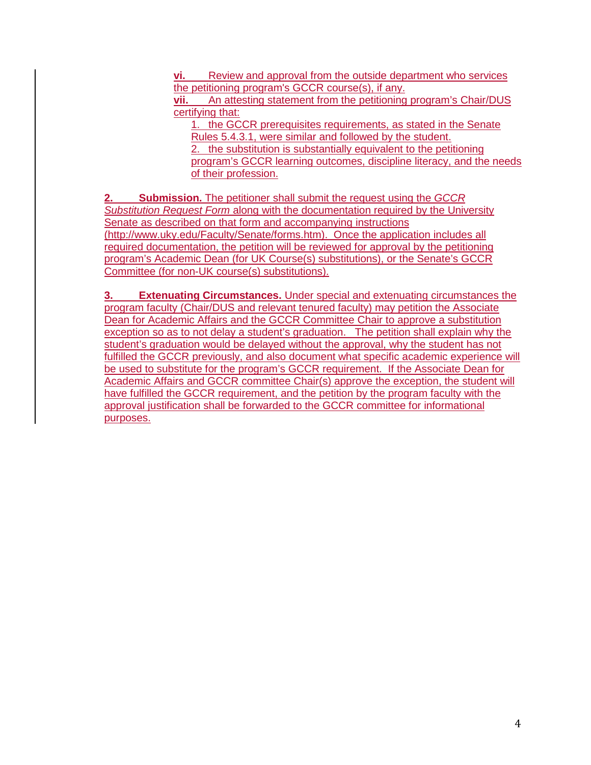**vi.** Review and approval from the outside department who services the petitioning program's GCCR course(s), if any.

**vii.** An attesting statement from the petitioning program's Chair/DUS certifying that:

1. the GCCR prerequisites requirements, as stated in the Senate Rules 5.4.3.1, were similar and followed by the student.
2. the substitution is substantially equivalent to the petitioning program's GCCR learning outcomes, discipline literacy, and the needs of their profession.

**2. Submission.** The petitioner shall submit the request using the *GCCR Substitution Request Form* along with the documentation required by the University Senate as described on that form and accompanying instructions (http://www.uky.edu/Faculty/Senate/forms.htm). Once the application includes all required documentation, the petition will be reviewed for approval by the petitioning program's Academic Dean (for UK Course(s) substitutions), or the Senate's GCCR Committee (for non-UK course(s) substitutions).

**3. Extenuating Circumstances.** Under special and extenuating circumstances the program faculty (Chair/DUS and relevant tenured faculty) may petition the Associate Dean for Academic Affairs and the GCCR Committee Chair to approve a substitution exception so as to not delay a student's graduation. The petition shall explain why the student's graduation would be delayed without the approval, why the student has not fulfilled the GCCR previously, and also document what specific academic experience will be used to substitute for the program's GCCR requirement. If the Associate Dean for Academic Affairs and GCCR committee Chair(s) approve the exception, the student will have fulfilled the GCCR requirement, and the petition by the program faculty with the approval justification shall be forwarded to the GCCR committee for informational purposes.